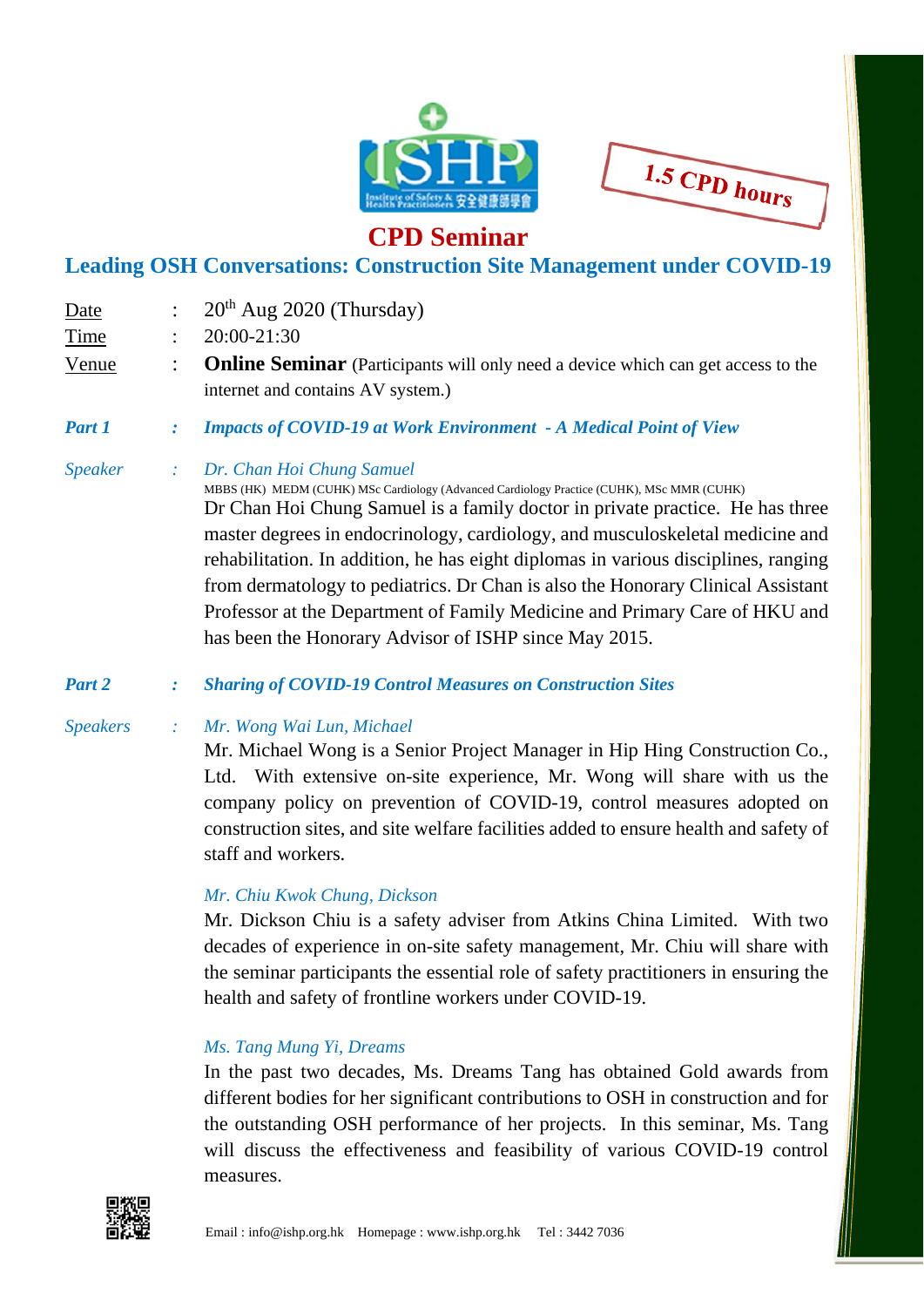1.5 CPD hours

# CPD Seminar

## Leading OSH Conversations: Construction Site Management under COVID-19

Date : 20th Aug 2020 (Thursday)

Time : 20:00-21:30

Venue : **Online Seminar** (Participants will only need a device which can get access to the internet and contains AV system.)

***Part 1 : Impacts of COVID-19 at Work Environment - A Medical Point of View***

*Speaker : Dr. Chan Hoi Chung Samuel*

MBBS (HK) MEDM (CUHK) MSc Cardiology (Advanced Cardiology Practice (CUHK), MSc MMR (CUHK)

Dr Chan Hoi Chung Samuel is a family doctor in private practice. He has three master degrees in endocrinology, cardiology, and musculoskeletal medicine and rehabilitation. In addition, he has eight diplomas in various disciplines, ranging from dermatology to pediatrics. Dr Chan is also the Honorary Clinical Assistant Professor at the Department of Family Medicine and Primary Care of HKU and has been the Honorary Advisor of ISHP since May 2015.

***Part 2 : Sharing of COVID-19 Control Measures on Construction Sites***

*Speakers : Mr. Wong Wai Lun, Michael*

Mr. Michael Wong is a Senior Project Manager in Hip Hing Construction Co., Ltd. With extensive on-site experience, Mr. Wong will share with us the company policy on prevention of COVID-19, control measures adopted on construction sites, and site welfare facilities added to ensure health and safety of staff and workers.

*Mr. Chiu Kwok Chung, Dickson*

Mr. Dickson Chiu is a safety adviser from Atkins China Limited. With two decades of experience in on-site safety management, Mr. Chiu will share with the seminar participants the essential role of safety practitioners in ensuring the health and safety of frontline workers under COVID-19.

*Ms. Tang Mung Yi, Dreams*

In the past two decades, Ms. Dreams Tang has obtained Gold awards from different bodies for her significant contributions to OSH in construction and for the outstanding OSH performance of her projects. In this seminar, Ms. Tang will discuss the effectiveness and feasibility of various COVID-19 control measures.

Email : info@ishp.org.hk Homepage : www.ishp.org.hk Tel : 3442 7036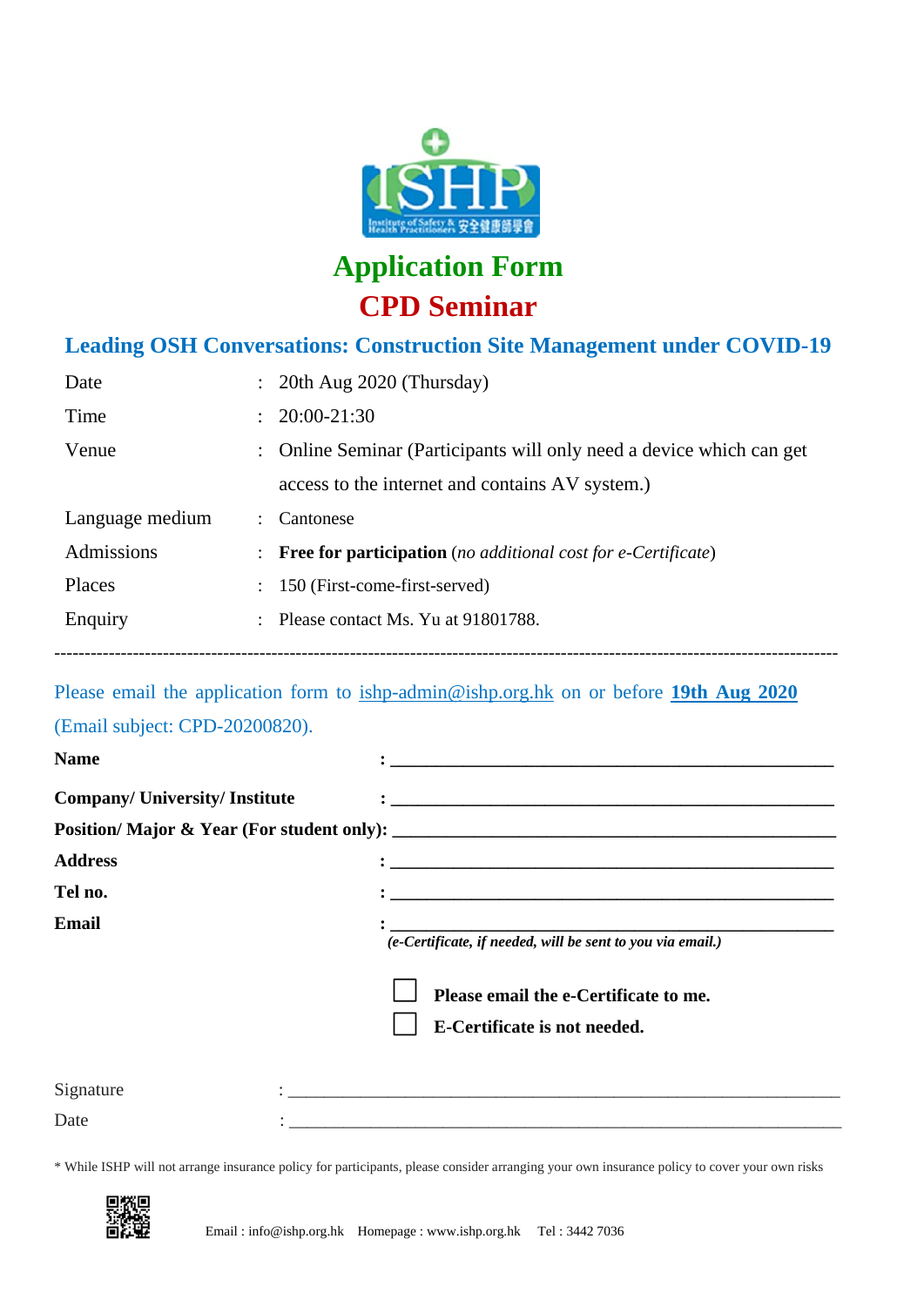# Application Form

## CPD Seminar

### Leading OSH Conversations: Construction Site Management under COVID-19

| | | |
|---|---|---|
| Date | : | 20th Aug 2020 (Thursday) |
| Time | : | 20:00-21:30 |
| Venue | : | Online Seminar (Participants will only need a device which can get access to the internet and contains AV system.) |
| Language medium | : | Cantonese |
| Admissions | : | **Free for participation** (*no additional cost for e-Certificate*) |
| Places | : | 150 (First-come-first-served) |
| Enquiry | : | Please contact Ms. Yu at 91801788. |

---

Please email the application form to ishp-admin@ishp.org.hk on or before **19th Aug 2020** (Email subject: CPD-20200820).

**Name** : ________________________________________________

**Company/ University/ Institute** : ________________________________________________

**Position/ Major & Year (For student only):** ________________________________________________

**Address** : ________________________________________________

**Tel no.** : ________________________________________________

**Email** : ________________________________________________

***(e-Certificate, if needed, will be sent to you via email.)***

☐ **Please email the e-Certificate to me.**

☐ **E-Certificate is not needed.**

Signature : ________________________________________________

Date : ________________________________________________

* While ISHP will not arrange insurance policy for participants, please consider arranging your own insurance policy to cover your own risks

Email : info@ishp.org.hk Homepage : www.ishp.org.hk Tel : 3442 7036